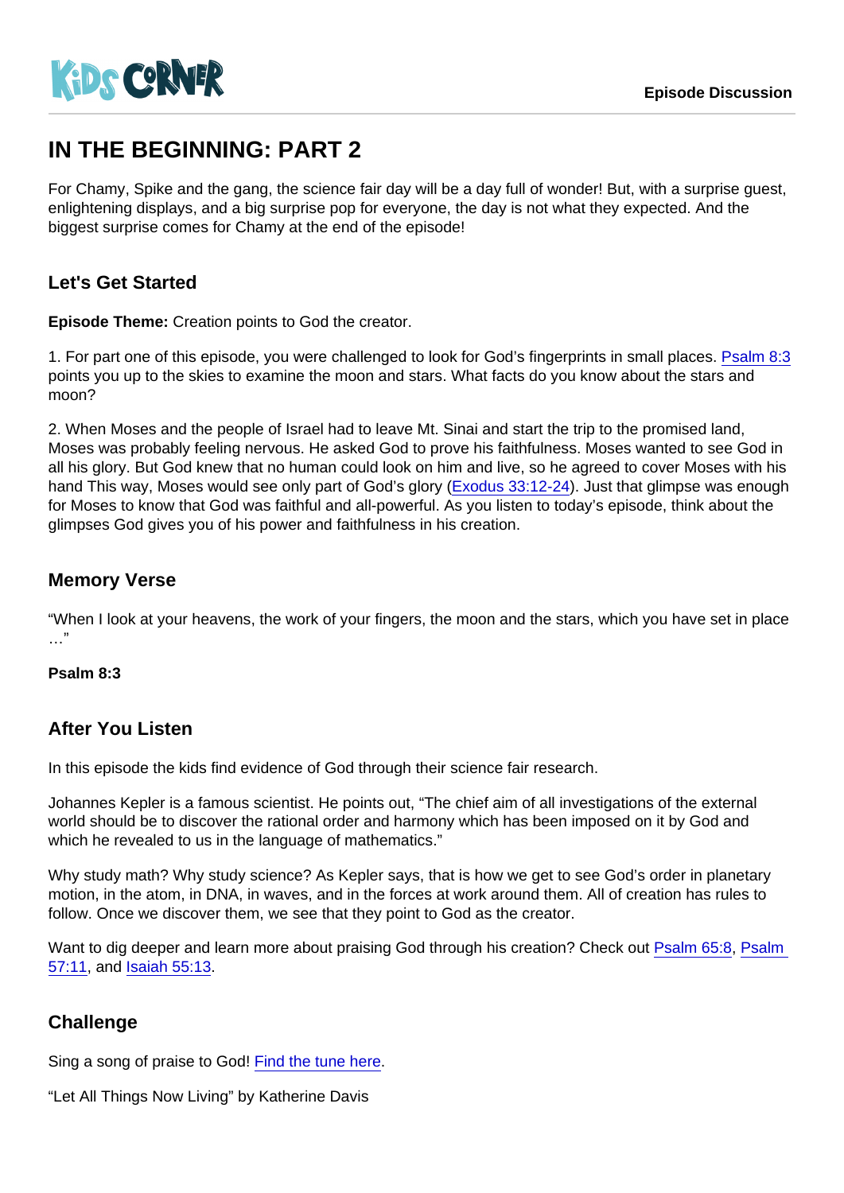KiDS CORNER

Episode Discussion

# IN THE BEGINNING: PART 2

For Chamy, Spike and the gang, the science fair day will be a day full of wonder! But, with a surprise guest, enlightening displays, and a big surprise pop for everyone, the day is not what they expected. And the biggest surprise comes for Chamy at the end of the episode!

## Let's Get Started

**Episode Theme:** Creation points to God the creator.

1. For part one of this episode, you were challenged to look for God's fingerprints in small places. Psalm 8:3 points you up to the skies to examine the moon and stars. What facts do you know about the stars and moon?

2. When Moses and the people of Israel had to leave Mt. Sinai and start the trip to the promised land, Moses was probably feeling nervous. He asked God to prove his faithfulness. Moses wanted to see God in all his glory. But God knew that no human could look on him and live, so he agreed to cover Moses with his hand This way, Moses would see only part of God's glory (Exodus 33:12-24). Just that glimpse was enough for Moses to know that God was faithful and all-powerful. As you listen to today's episode, think about the glimpses God gives you of his power and faithfulness in his creation.

## Memory Verse

"When I look at your heavens, the work of your fingers, the moon and the stars, which you have set in place …"

**Psalm 8:3**

## After You Listen

In this episode the kids find evidence of God through their science fair research.

Johannes Kepler is a famous scientist. He points out, "The chief aim of all investigations of the external world should be to discover the rational order and harmony which has been imposed on it by God and which he revealed to us in the language of mathematics."

Why study math? Why study science? As Kepler says, that is how we get to see God's order in planetary motion, in the atom, in DNA, in waves, and in the forces at work around them. All of creation has rules to follow. Once we discover them, we see that they point to God as the creator.

Want to dig deeper and learn more about praising God through his creation? Check out Psalm 65:8, Psalm 57:11, and Isaiah 55:13.

## Challenge

Sing a song of praise to God! Find the tune here.

"Let All Things Now Living" by Katherine Davis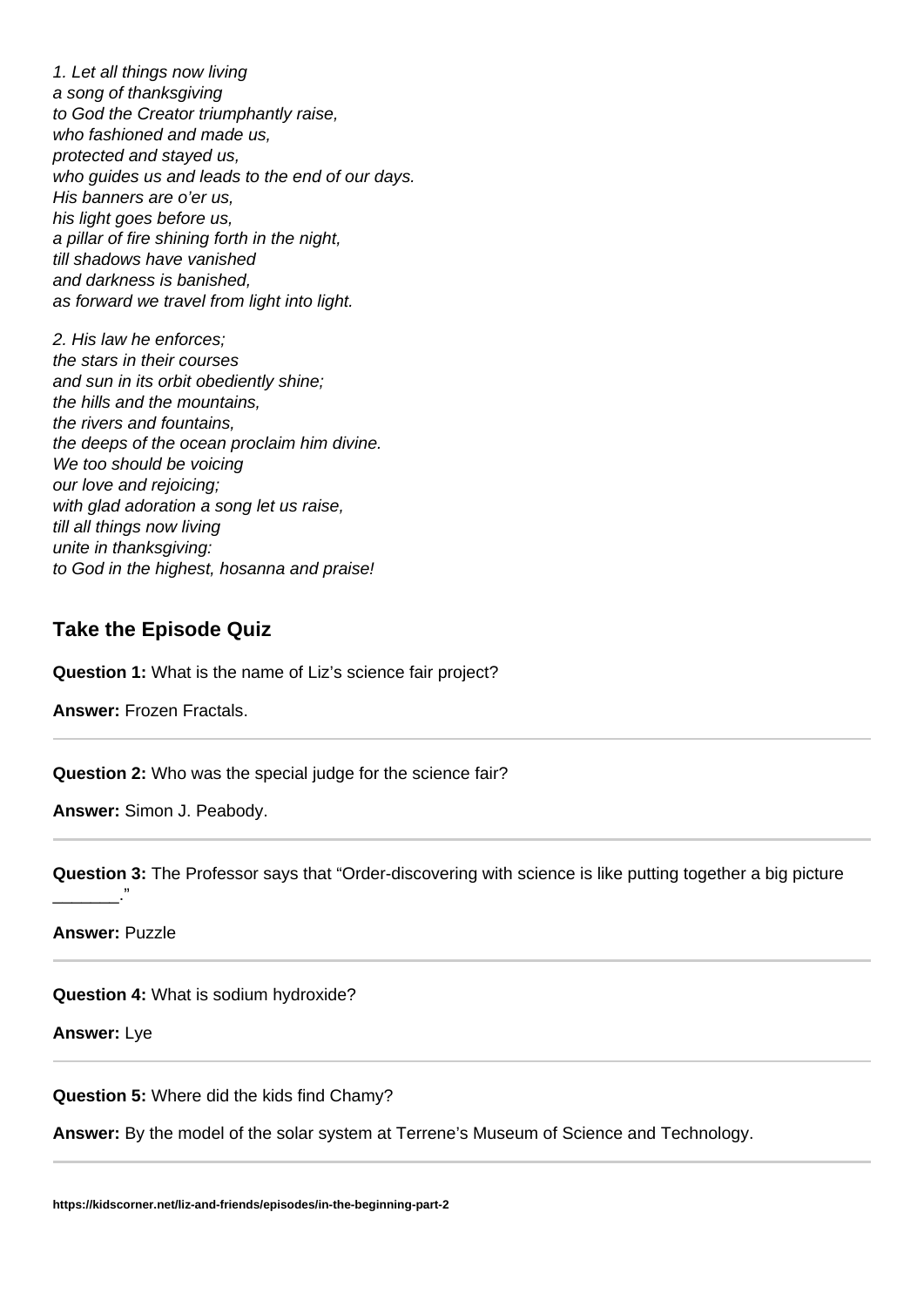*1. Let all things now living*  
*a song of thanksgiving*  
*to God the Creator triumphantly raise,*  
*who fashioned and made us,*  
*protected and stayed us,*  
*who guides us and leads to the end of our days.*  
*His banners are o'er us,*  
*his light goes before us,*  
*a pillar of fire shining forth in the night,*  
*till shadows have vanished*  
*and darkness is banished,*  
*as forward we travel from light into light.*

*2. His law he enforces;*  
*the stars in their courses*  
*and sun in its orbit obediently shine;*  
*the hills and the mountains,*  
*the rivers and fountains,*  
*the deeps of the ocean proclaim him divine.*  
*We too should be voicing*  
*our love and rejoicing;*  
*with glad adoration a song let us raise,*  
*till all things now living*  
*unite in thanksgiving:*  
*to God in the highest, hosanna and praise!*

## Take the Episode Quiz

**Question 1:** What is the name of Liz's science fair project?

**Answer:** Frozen Fractals.

---

**Question 2:** Who was the special judge for the science fair?

**Answer:** Simon J. Peabody.

---

**Question 3:** The Professor says that "Order-discovering with science is like putting together a big picture _______."

**Answer:** Puzzle

---

**Question 4:** What is sodium hydroxide?

**Answer:** Lye

---

**Question 5:** Where did the kids find Chamy?

**Answer:** By the model of the solar system at Terrene's Museum of Science and Technology.

---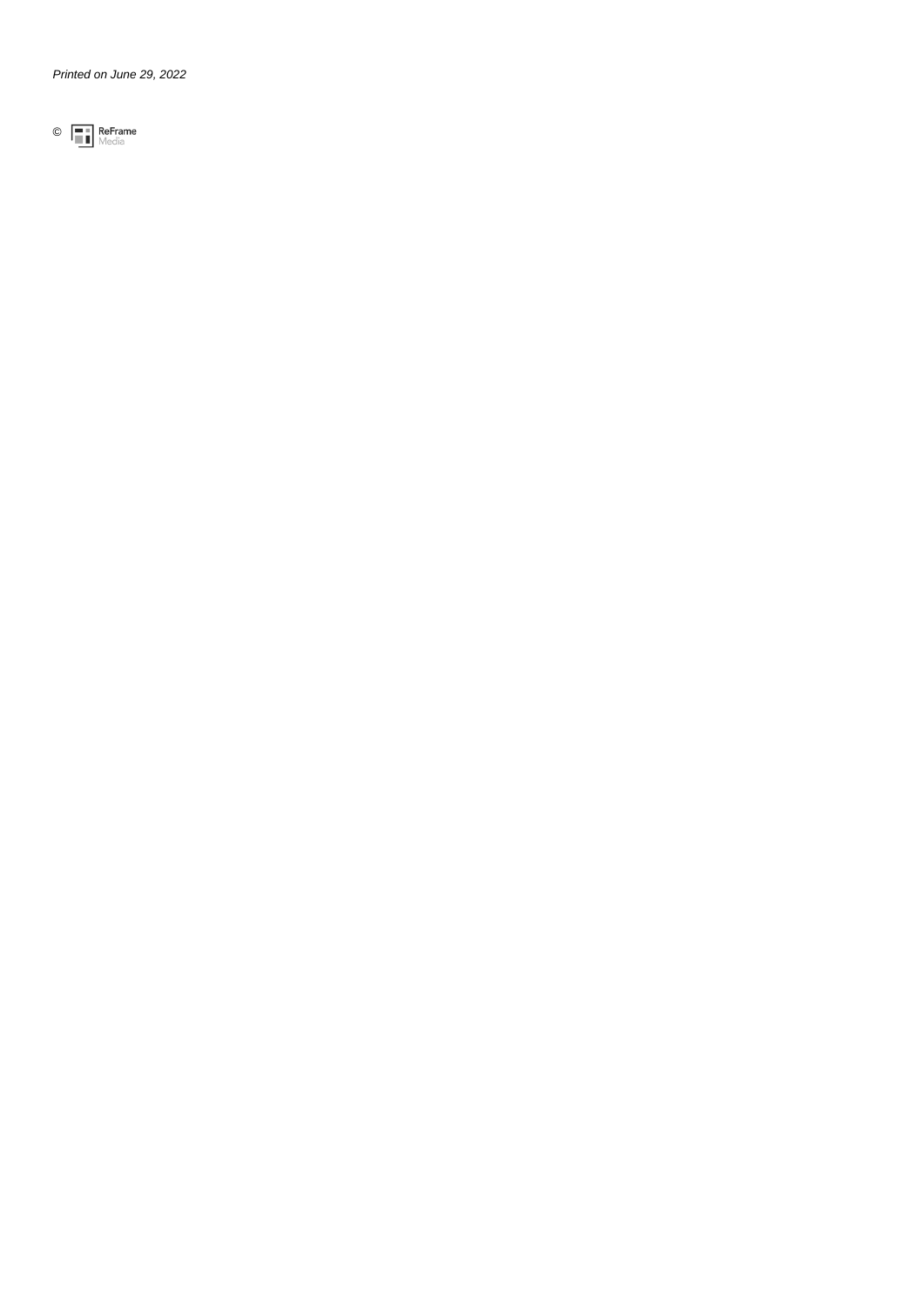*Printed on June 29, 2022*

© ReFrame Media